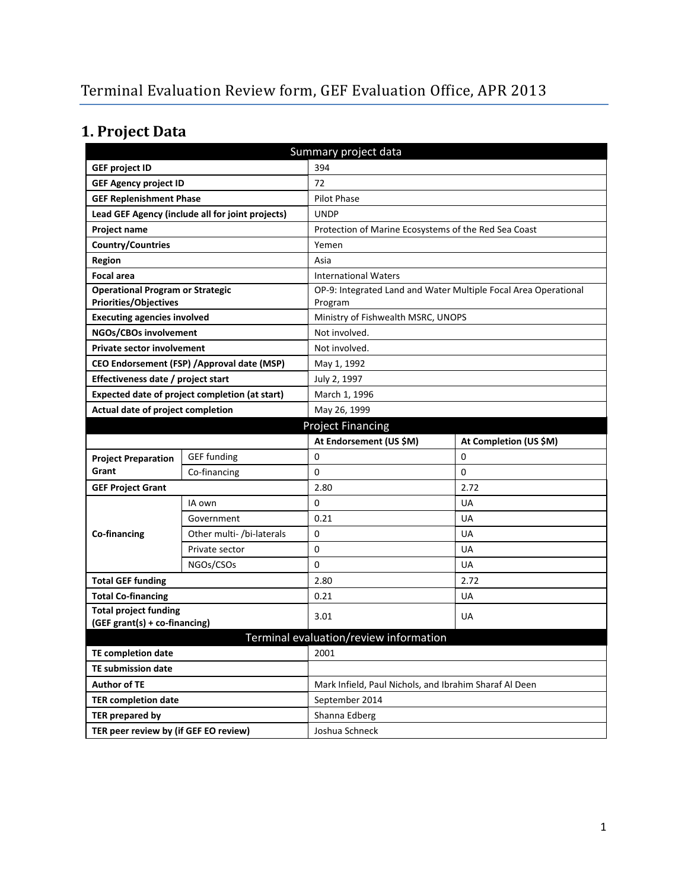# Terminal Evaluation Review form, GEF Evaluation Office, APR 2013

## 1. Project Data

| Summary project data | | | |
|---|---|---|---|
| **GEF project ID** | | 394 | |
| **GEF Agency project ID** | | 72 | |
| **GEF Replenishment Phase** | | Pilot Phase | |
| **Lead GEF Agency (include all for joint projects)** | | UNDP | |
| **Project name** | | Protection of Marine Ecosystems of the Red Sea Coast | |
| **Country/Countries** | | Yemen | |
| **Region** | | Asia | |
| **Focal area** | | International Waters | |
| **Operational Program or Strategic Priorities/Objectives** | | OP-9: Integrated Land and Water Multiple Focal Area Operational Program | |
| **Executing agencies involved** | | Ministry of Fishwealth MSRC, UNOPS | |
| **NGOs/CBOs involvement** | | Not involved. | |
| **Private sector involvement** | | Not involved. | |
| **CEO Endorsement (FSP) /Approval date (MSP)** | | May 1, 1992 | |
| **Effectiveness date / project start** | | July 2, 1997 | |
| **Expected date of project completion (at start)** | | March 1, 1996 | |
| **Actual date of project completion** | | May 26, 1999 | |
| **Project Financing** | | | |
| | | **At Endorsement (US $M)** | **At Completion (US $M)** |
| **Project Preparation Grant** | GEF funding | 0 | 0 |
| | Co-financing | 0 | 0 |
| **GEF Project Grant** | | 2.80 | 2.72 |
| **Co-financing** | IA own | 0 | UA |
| | Government | 0.21 | UA |
| | Other multi- /bi-laterals | 0 | UA |
| | Private sector | 0 | UA |
| | NGOs/CSOs | 0 | UA |
| **Total GEF funding** | | 2.80 | 2.72 |
| **Total Co-financing** | | 0.21 | UA |
| **Total project funding (GEF grant(s) + co-financing)** | | 3.01 | UA |
| **Terminal evaluation/review information** | | | |
| **TE completion date** | | 2001 | |
| **TE submission date** | | | |
| **Author of TE** | | Mark Infield, Paul Nichols, and Ibrahim Sharaf Al Deen | |
| **TER completion date** | | September 2014 | |
| **TER prepared by** | | Shanna Edberg | |
| **TER peer review by (if GEF EO review)** | | Joshua Schneck | |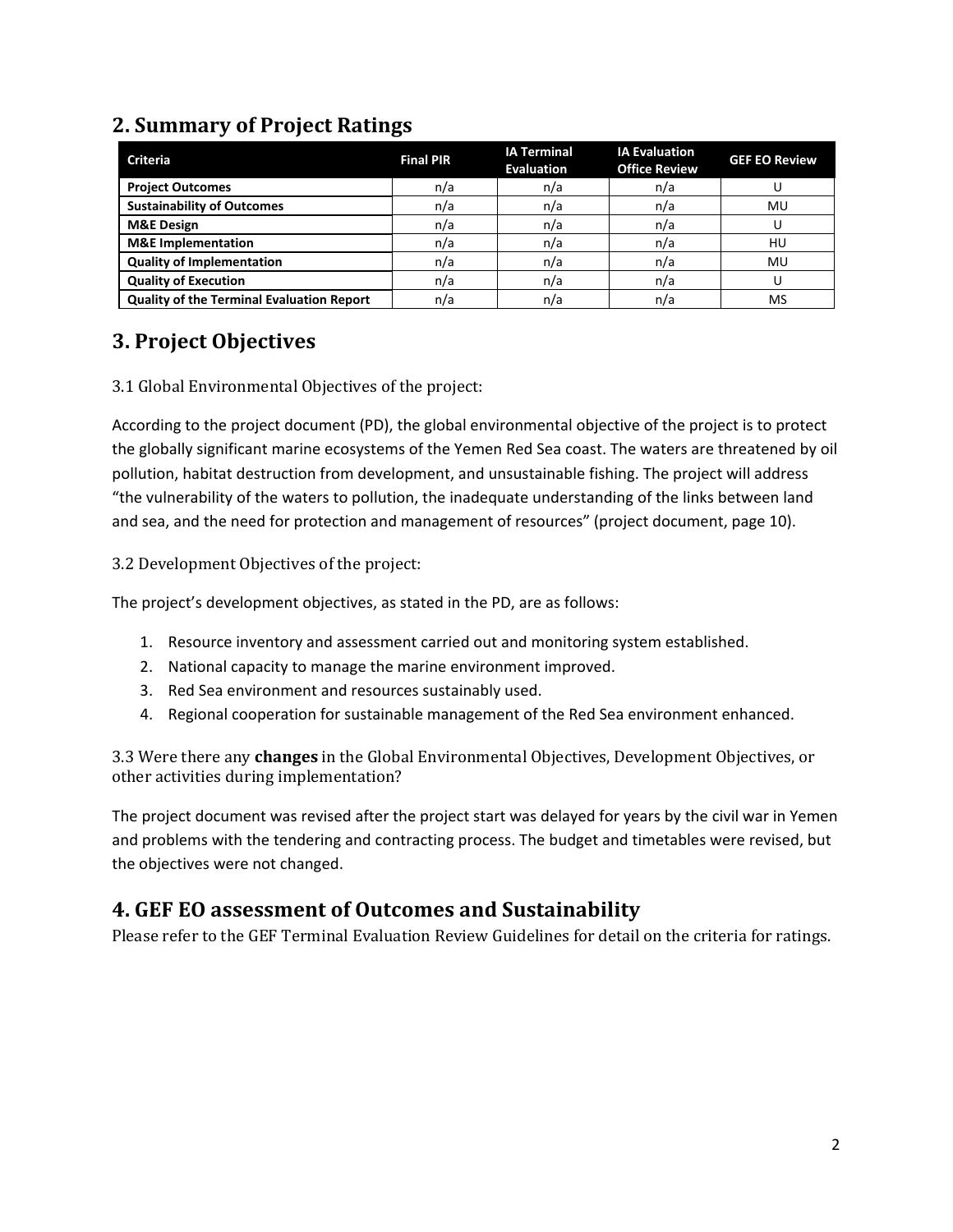## 2. Summary of Project Ratings

| Criteria | Final PIR | IA Terminal Evaluation | IA Evaluation Office Review | GEF EO Review |
|---|---|---|---|---|
| **Project Outcomes** | n/a | n/a | n/a | U |
| **Sustainability of Outcomes** | n/a | n/a | n/a | MU |
| **M&E Design** | n/a | n/a | n/a | U |
| **M&E Implementation** | n/a | n/a | n/a | HU |
| **Quality of Implementation** | n/a | n/a | n/a | MU |
| **Quality of Execution** | n/a | n/a | n/a | U |
| **Quality of the Terminal Evaluation Report** | n/a | n/a | n/a | MS |

## 3. Project Objectives

3.1 Global Environmental Objectives of the project:

According to the project document (PD), the global environmental objective of the project is to protect the globally significant marine ecosystems of the Yemen Red Sea coast. The waters are threatened by oil pollution, habitat destruction from development, and unsustainable fishing. The project will address "the vulnerability of the waters to pollution, the inadequate understanding of the links between land and sea, and the need for protection and management of resources" (project document, page 10).

3.2 Development Objectives of the project:

The project's development objectives, as stated in the PD, are as follows:

1. Resource inventory and assessment carried out and monitoring system established.
2. National capacity to manage the marine environment improved.
3. Red Sea environment and resources sustainably used.
4. Regional cooperation for sustainable management of the Red Sea environment enhanced.

3.3 Were there any **changes** in the Global Environmental Objectives, Development Objectives, or other activities during implementation?

The project document was revised after the project start was delayed for years by the civil war in Yemen and problems with the tendering and contracting process. The budget and timetables were revised, but the objectives were not changed.

## 4. GEF EO assessment of Outcomes and Sustainability

Please refer to the GEF Terminal Evaluation Review Guidelines for detail on the criteria for ratings.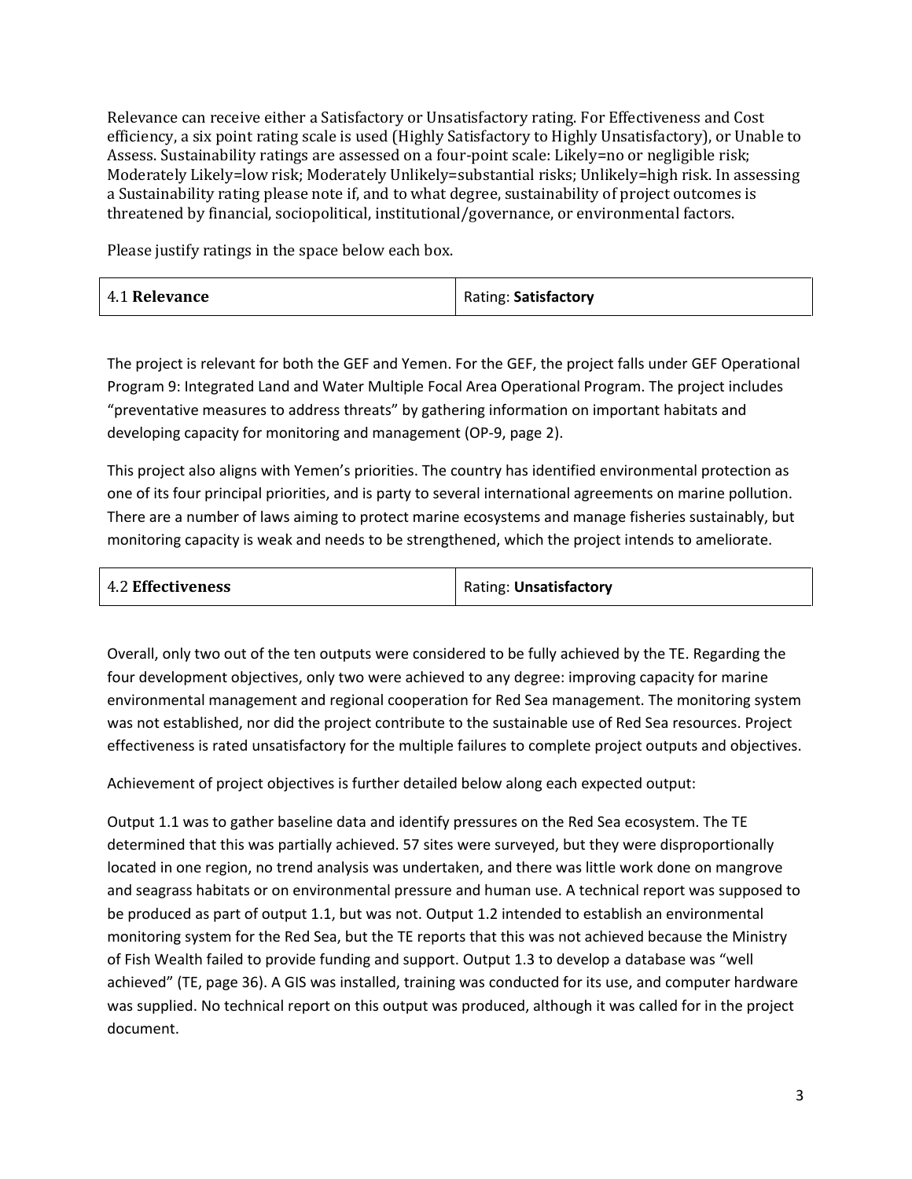Relevance can receive either a Satisfactory or Unsatisfactory rating. For Effectiveness and Cost efficiency, a six point rating scale is used (Highly Satisfactory to Highly Unsatisfactory), or Unable to Assess. Sustainability ratings are assessed on a four-point scale: Likely=no or negligible risk; Moderately Likely=low risk; Moderately Unlikely=substantial risks; Unlikely=high risk. In assessing a Sustainability rating please note if, and to what degree, sustainability of project outcomes is threatened by financial, sociopolitical, institutional/governance, or environmental factors.

Please justify ratings in the space below each box.

| 4.1 **Relevance** | Rating: **Satisfactory** |
|---|---|

The project is relevant for both the GEF and Yemen. For the GEF, the project falls under GEF Operational Program 9: Integrated Land and Water Multiple Focal Area Operational Program. The project includes "preventative measures to address threats" by gathering information on important habitats and developing capacity for monitoring and management (OP-9, page 2).

This project also aligns with Yemen's priorities. The country has identified environmental protection as one of its four principal priorities, and is party to several international agreements on marine pollution. There are a number of laws aiming to protect marine ecosystems and manage fisheries sustainably, but monitoring capacity is weak and needs to be strengthened, which the project intends to ameliorate.

| 4.2 **Effectiveness** | Rating: **Unsatisfactory** |
|---|---|

Overall, only two out of the ten outputs were considered to be fully achieved by the TE. Regarding the four development objectives, only two were achieved to any degree: improving capacity for marine environmental management and regional cooperation for Red Sea management. The monitoring system was not established, nor did the project contribute to the sustainable use of Red Sea resources. Project effectiveness is rated unsatisfactory for the multiple failures to complete project outputs and objectives.

Achievement of project objectives is further detailed below along each expected output:

Output 1.1 was to gather baseline data and identify pressures on the Red Sea ecosystem. The TE determined that this was partially achieved. 57 sites were surveyed, but they were disproportionally located in one region, no trend analysis was undertaken, and there was little work done on mangrove and seagrass habitats or on environmental pressure and human use. A technical report was supposed to be produced as part of output 1.1, but was not. Output 1.2 intended to establish an environmental monitoring system for the Red Sea, but the TE reports that this was not achieved because the Ministry of Fish Wealth failed to provide funding and support. Output 1.3 to develop a database was "well achieved" (TE, page 36). A GIS was installed, training was conducted for its use, and computer hardware was supplied. No technical report on this output was produced, although it was called for in the project document.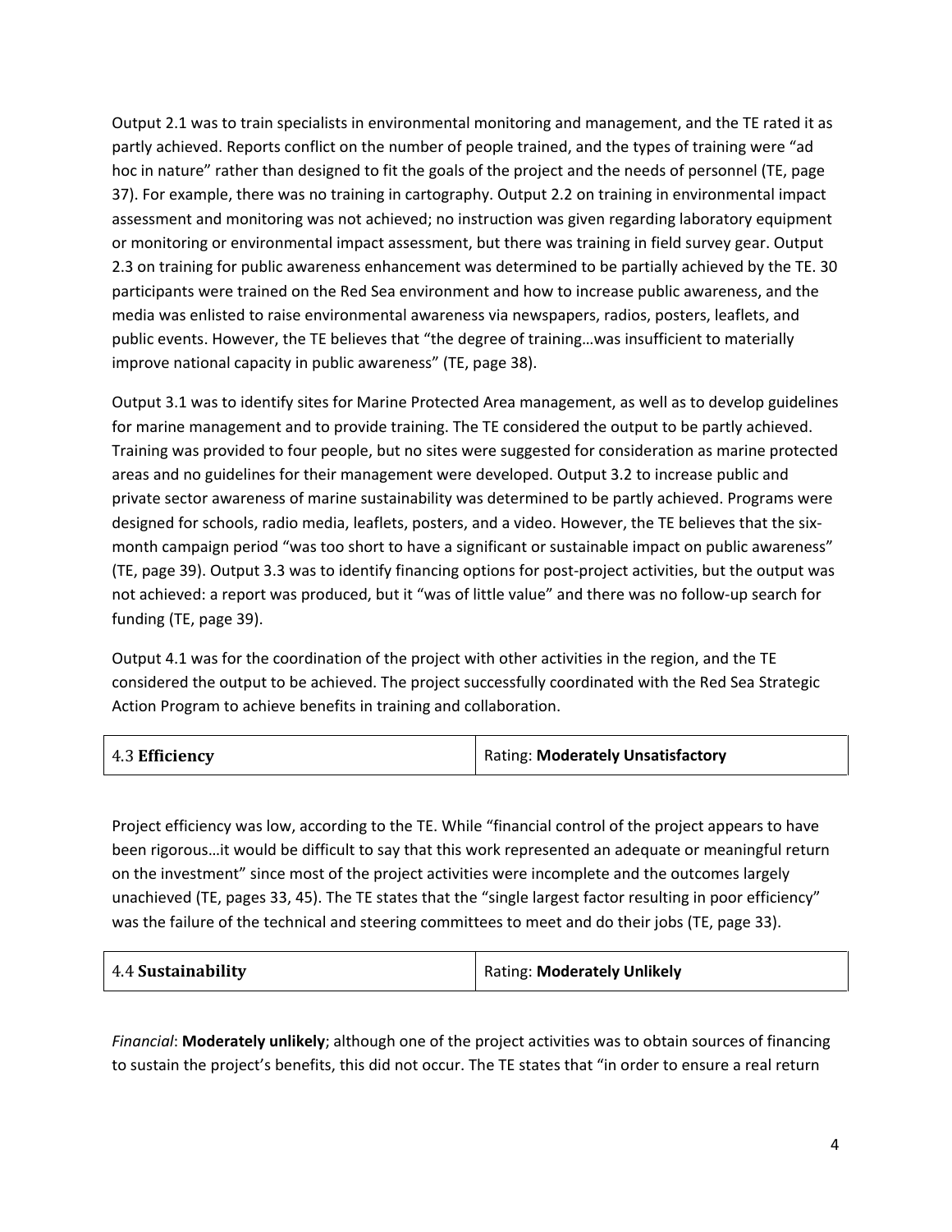Output 2.1 was to train specialists in environmental monitoring and management, and the TE rated it as partly achieved. Reports conflict on the number of people trained, and the types of training were "ad hoc in nature" rather than designed to fit the goals of the project and the needs of personnel (TE, page 37). For example, there was no training in cartography. Output 2.2 on training in environmental impact assessment and monitoring was not achieved; no instruction was given regarding laboratory equipment or monitoring or environmental impact assessment, but there was training in field survey gear. Output 2.3 on training for public awareness enhancement was determined to be partially achieved by the TE. 30 participants were trained on the Red Sea environment and how to increase public awareness, and the media was enlisted to raise environmental awareness via newspapers, radios, posters, leaflets, and public events. However, the TE believes that "the degree of training…was insufficient to materially improve national capacity in public awareness" (TE, page 38).

Output 3.1 was to identify sites for Marine Protected Area management, as well as to develop guidelines for marine management and to provide training. The TE considered the output to be partly achieved. Training was provided to four people, but no sites were suggested for consideration as marine protected areas and no guidelines for their management were developed. Output 3.2 to increase public and private sector awareness of marine sustainability was determined to be partly achieved. Programs were designed for schools, radio media, leaflets, posters, and a video. However, the TE believes that the six-month campaign period "was too short to have a significant or sustainable impact on public awareness" (TE, page 39). Output 3.3 was to identify financing options for post-project activities, but the output was not achieved: a report was produced, but it "was of little value" and there was no follow-up search for funding (TE, page 39).

Output 4.1 was for the coordination of the project with other activities in the region, and the TE considered the output to be achieved. The project successfully coordinated with the Red Sea Strategic Action Program to achieve benefits in training and collaboration.

| 4.3 **Efficiency** | Rating: **Moderately Unsatisfactory** |
|---|---|

Project efficiency was low, according to the TE. While "financial control of the project appears to have been rigorous…it would be difficult to say that this work represented an adequate or meaningful return on the investment" since most of the project activities were incomplete and the outcomes largely unachieved (TE, pages 33, 45). The TE states that the "single largest factor resulting in poor efficiency" was the failure of the technical and steering committees to meet and do their jobs (TE, page 33).

| 4.4 **Sustainability** | Rating: **Moderately Unlikely** |
|---|---|

*Financial*: **Moderately unlikely**; although one of the project activities was to obtain sources of financing to sustain the project's benefits, this did not occur. The TE states that "in order to ensure a real return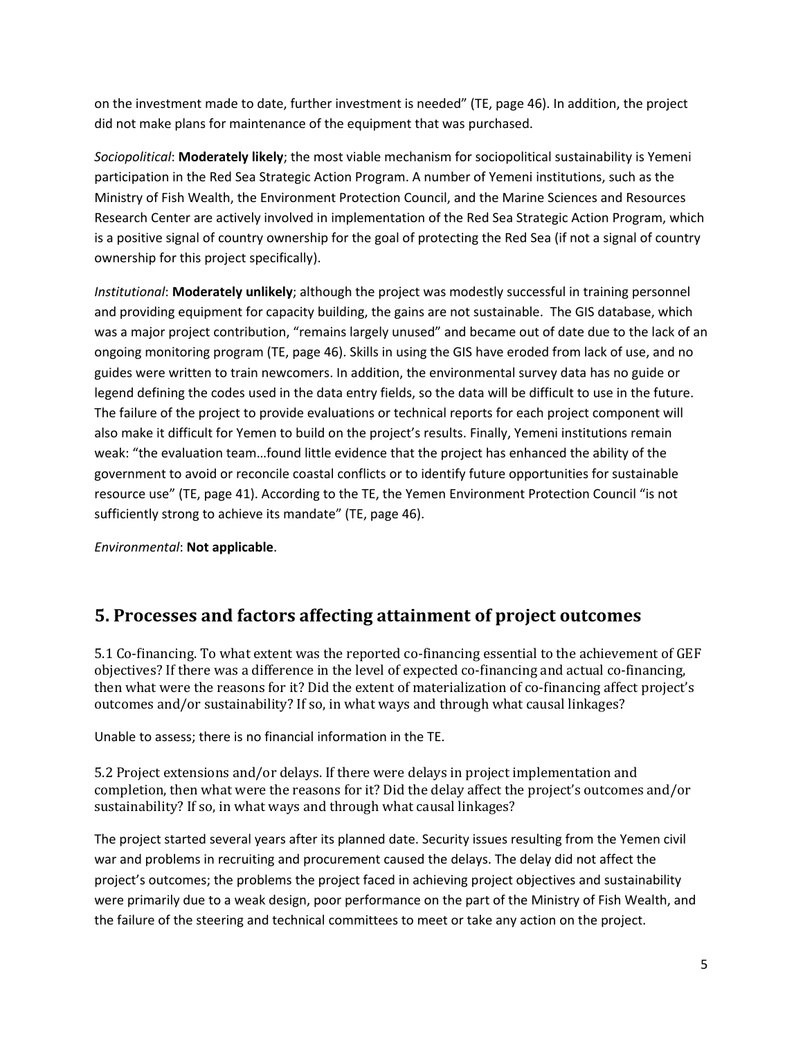on the investment made to date, further investment is needed" (TE, page 46). In addition, the project did not make plans for maintenance of the equipment that was purchased.

*Sociopolitical*: **Moderately likely**; the most viable mechanism for sociopolitical sustainability is Yemeni participation in the Red Sea Strategic Action Program. A number of Yemeni institutions, such as the Ministry of Fish Wealth, the Environment Protection Council, and the Marine Sciences and Resources Research Center are actively involved in implementation of the Red Sea Strategic Action Program, which is a positive signal of country ownership for the goal of protecting the Red Sea (if not a signal of country ownership for this project specifically).

*Institutional*: **Moderately unlikely**; although the project was modestly successful in training personnel and providing equipment for capacity building, the gains are not sustainable. The GIS database, which was a major project contribution, "remains largely unused" and became out of date due to the lack of an ongoing monitoring program (TE, page 46). Skills in using the GIS have eroded from lack of use, and no guides were written to train newcomers. In addition, the environmental survey data has no guide or legend defining the codes used in the data entry fields, so the data will be difficult to use in the future. The failure of the project to provide evaluations or technical reports for each project component will also make it difficult for Yemen to build on the project's results. Finally, Yemeni institutions remain weak: "the evaluation team…found little evidence that the project has enhanced the ability of the government to avoid or reconcile coastal conflicts or to identify future opportunities for sustainable resource use" (TE, page 41). According to the TE, the Yemen Environment Protection Council "is not sufficiently strong to achieve its mandate" (TE, page 46).

*Environmental*: **Not applicable**.

## 5. Processes and factors affecting attainment of project outcomes

5.1 Co-financing. To what extent was the reported co-financing essential to the achievement of GEF objectives? If there was a difference in the level of expected co-financing and actual co-financing, then what were the reasons for it? Did the extent of materialization of co-financing affect project's outcomes and/or sustainability? If so, in what ways and through what causal linkages?

Unable to assess; there is no financial information in the TE.

5.2 Project extensions and/or delays. If there were delays in project implementation and completion, then what were the reasons for it? Did the delay affect the project's outcomes and/or sustainability? If so, in what ways and through what causal linkages?

The project started several years after its planned date. Security issues resulting from the Yemen civil war and problems in recruiting and procurement caused the delays. The delay did not affect the project's outcomes; the problems the project faced in achieving project objectives and sustainability were primarily due to a weak design, poor performance on the part of the Ministry of Fish Wealth, and the failure of the steering and technical committees to meet or take any action on the project.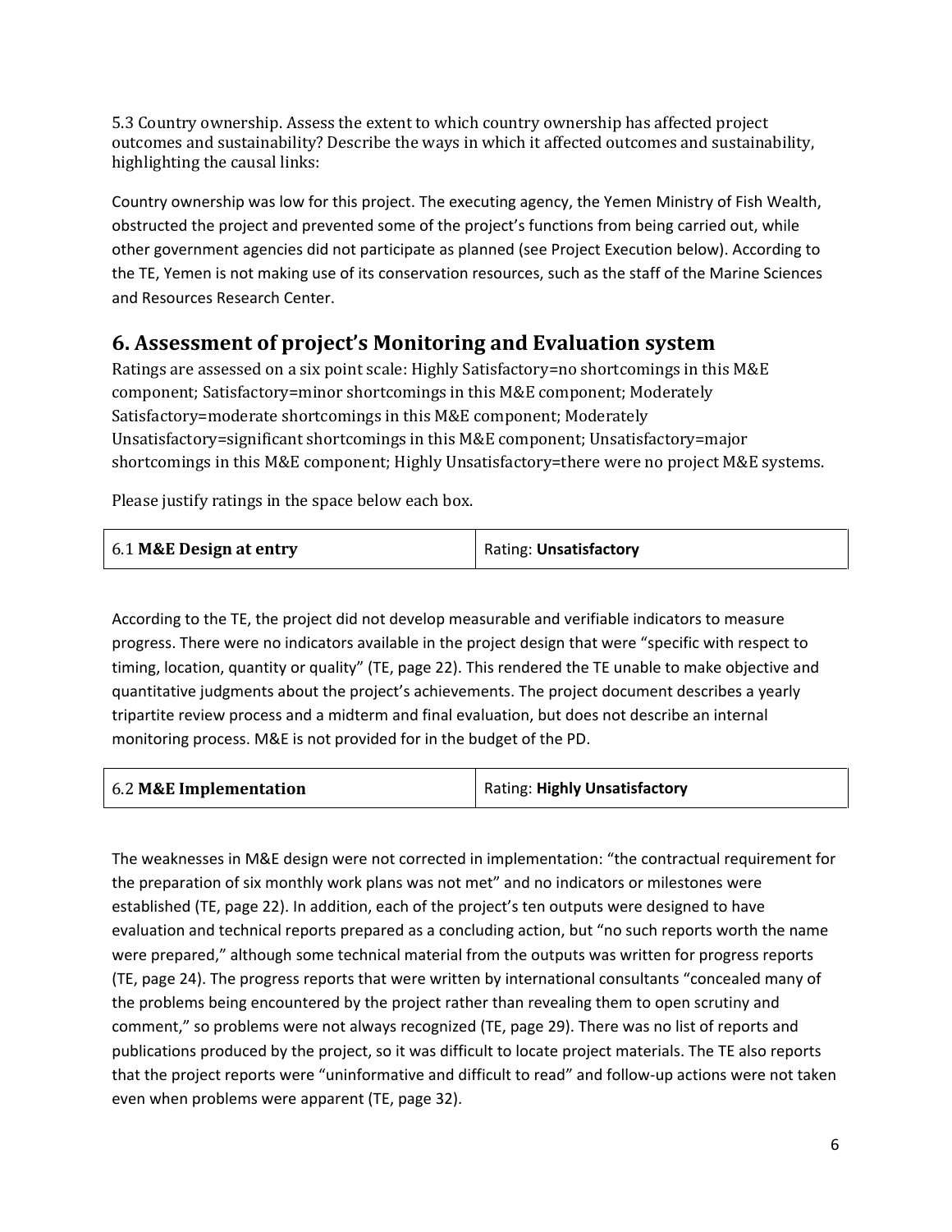5.3 Country ownership. Assess the extent to which country ownership has affected project outcomes and sustainability? Describe the ways in which it affected outcomes and sustainability, highlighting the causal links:

Country ownership was low for this project. The executing agency, the Yemen Ministry of Fish Wealth, obstructed the project and prevented some of the project's functions from being carried out, while other government agencies did not participate as planned (see Project Execution below). According to the TE, Yemen is not making use of its conservation resources, such as the staff of the Marine Sciences and Resources Research Center.

## 6. Assessment of project's Monitoring and Evaluation system

Ratings are assessed on a six point scale: Highly Satisfactory=no shortcomings in this M&E component; Satisfactory=minor shortcomings in this M&E component; Moderately Satisfactory=moderate shortcomings in this M&E component; Moderately Unsatisfactory=significant shortcomings in this M&E component; Unsatisfactory=major shortcomings in this M&E component; Highly Unsatisfactory=there were no project M&E systems.

Please justify ratings in the space below each box.

| 6.1 **M&E Design at entry** | Rating: **Unsatisfactory** |
|---|---|

According to the TE, the project did not develop measurable and verifiable indicators to measure progress. There were no indicators available in the project design that were "specific with respect to timing, location, quantity or quality" (TE, page 22). This rendered the TE unable to make objective and quantitative judgments about the project's achievements. The project document describes a yearly tripartite review process and a midterm and final evaluation, but does not describe an internal monitoring process. M&E is not provided for in the budget of the PD.

| 6.2 **M&E Implementation** | Rating: **Highly Unsatisfactory** |
|---|---|

The weaknesses in M&E design were not corrected in implementation: "the contractual requirement for the preparation of six monthly work plans was not met" and no indicators or milestones were established (TE, page 22). In addition, each of the project's ten outputs were designed to have evaluation and technical reports prepared as a concluding action, but "no such reports worth the name were prepared," although some technical material from the outputs was written for progress reports (TE, page 24). The progress reports that were written by international consultants "concealed many of the problems being encountered by the project rather than revealing them to open scrutiny and comment," so problems were not always recognized (TE, page 29). There was no list of reports and publications produced by the project, so it was difficult to locate project materials. The TE also reports that the project reports were "uninformative and difficult to read" and follow-up actions were not taken even when problems were apparent (TE, page 32).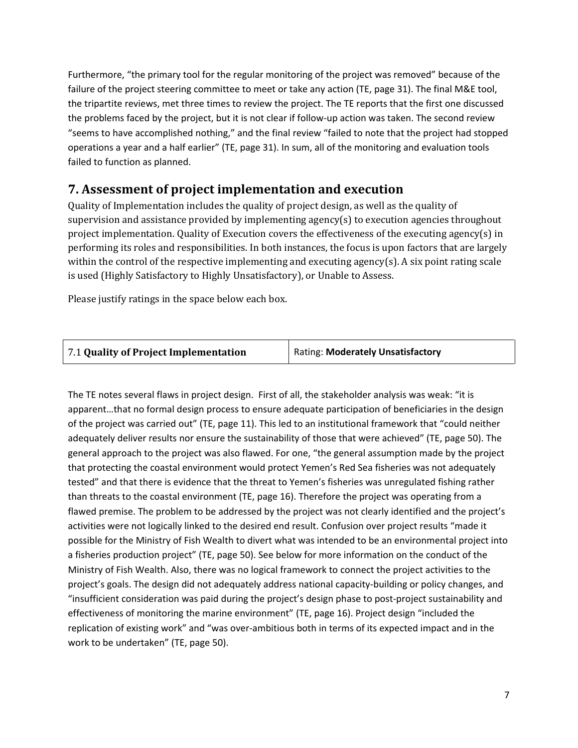Furthermore, "the primary tool for the regular monitoring of the project was removed" because of the failure of the project steering committee to meet or take any action (TE, page 31). The final M&E tool, the tripartite reviews, met three times to review the project. The TE reports that the first one discussed the problems faced by the project, but it is not clear if follow-up action was taken. The second review "seems to have accomplished nothing," and the final review "failed to note that the project had stopped operations a year and a half earlier" (TE, page 31). In sum, all of the monitoring and evaluation tools failed to function as planned.

## 7. Assessment of project implementation and execution

Quality of Implementation includes the quality of project design, as well as the quality of supervision and assistance provided by implementing agency(s) to execution agencies throughout project implementation. Quality of Execution covers the effectiveness of the executing agency(s) in performing its roles and responsibilities. In both instances, the focus is upon factors that are largely within the control of the respective implementing and executing agency(s). A six point rating scale is used (Highly Satisfactory to Highly Unsatisfactory), or Unable to Assess.

Please justify ratings in the space below each box.

| 7.1 **Quality of Project Implementation** | Rating: **Moderately Unsatisfactory** |
|---|---|

The TE notes several flaws in project design. First of all, the stakeholder analysis was weak: "it is apparent…that no formal design process to ensure adequate participation of beneficiaries in the design of the project was carried out" (TE, page 11). This led to an institutional framework that "could neither adequately deliver results nor ensure the sustainability of those that were achieved" (TE, page 50). The general approach to the project was also flawed. For one, "the general assumption made by the project that protecting the coastal environment would protect Yemen's Red Sea fisheries was not adequately tested" and that there is evidence that the threat to Yemen's fisheries was unregulated fishing rather than threats to the coastal environment (TE, page 16). Therefore the project was operating from a flawed premise. The problem to be addressed by the project was not clearly identified and the project's activities were not logically linked to the desired end result. Confusion over project results "made it possible for the Ministry of Fish Wealth to divert what was intended to be an environmental project into a fisheries production project" (TE, page 50). See below for more information on the conduct of the Ministry of Fish Wealth. Also, there was no logical framework to connect the project activities to the project's goals. The design did not adequately address national capacity-building or policy changes, and "insufficient consideration was paid during the project's design phase to post-project sustainability and effectiveness of monitoring the marine environment" (TE, page 16). Project design "included the replication of existing work" and "was over-ambitious both in terms of its expected impact and in the work to be undertaken" (TE, page 50).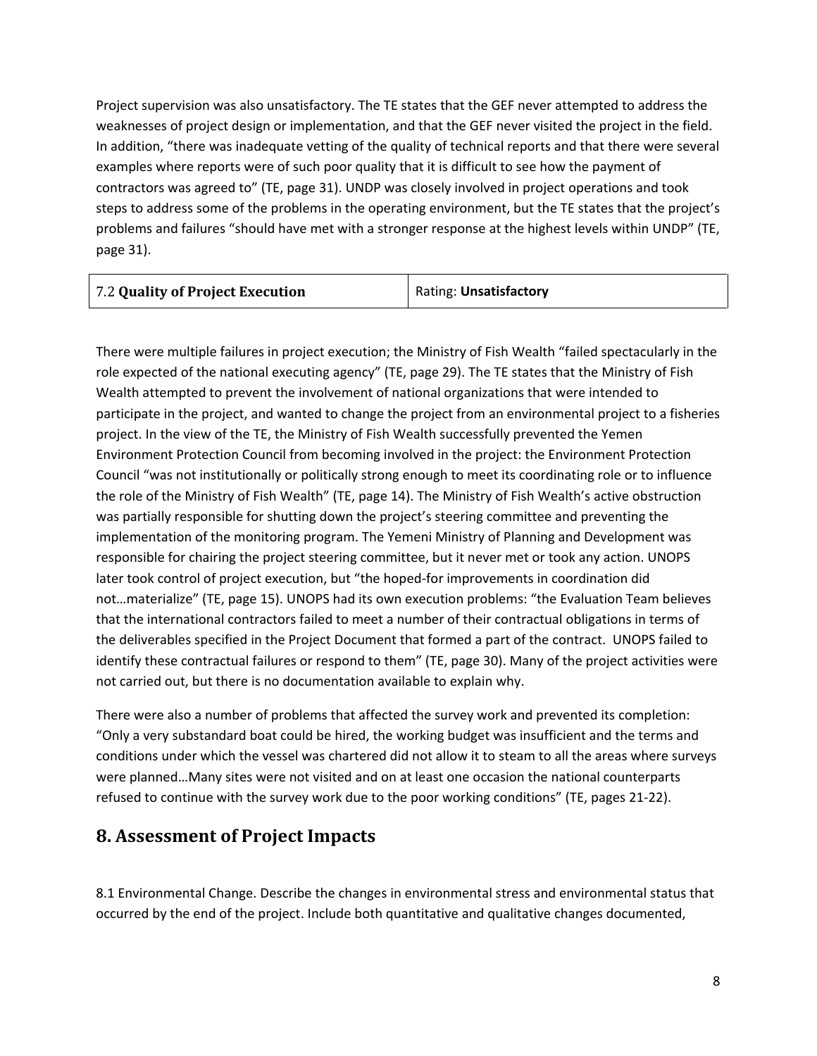Project supervision was also unsatisfactory. The TE states that the GEF never attempted to address the weaknesses of project design or implementation, and that the GEF never visited the project in the field. In addition, "there was inadequate vetting of the quality of technical reports and that there were several examples where reports were of such poor quality that it is difficult to see how the payment of contractors was agreed to" (TE, page 31). UNDP was closely involved in project operations and took steps to address some of the problems in the operating environment, but the TE states that the project's problems and failures "should have met with a stronger response at the highest levels within UNDP" (TE, page 31).

| 7.2 **Quality of Project Execution** | Rating: **Unsatisfactory** |
|---|---|

There were multiple failures in project execution; the Ministry of Fish Wealth "failed spectacularly in the role expected of the national executing agency" (TE, page 29). The TE states that the Ministry of Fish Wealth attempted to prevent the involvement of national organizations that were intended to participate in the project, and wanted to change the project from an environmental project to a fisheries project. In the view of the TE, the Ministry of Fish Wealth successfully prevented the Yemen Environment Protection Council from becoming involved in the project: the Environment Protection Council "was not institutionally or politically strong enough to meet its coordinating role or to influence the role of the Ministry of Fish Wealth" (TE, page 14). The Ministry of Fish Wealth's active obstruction was partially responsible for shutting down the project's steering committee and preventing the implementation of the monitoring program. The Yemeni Ministry of Planning and Development was responsible for chairing the project steering committee, but it never met or took any action. UNOPS later took control of project execution, but "the hoped-for improvements in coordination did not…materialize" (TE, page 15). UNOPS had its own execution problems: "the Evaluation Team believes that the international contractors failed to meet a number of their contractual obligations in terms of the deliverables specified in the Project Document that formed a part of the contract. UNOPS failed to identify these contractual failures or respond to them" (TE, page 30). Many of the project activities were not carried out, but there is no documentation available to explain why.

There were also a number of problems that affected the survey work and prevented its completion: "Only a very substandard boat could be hired, the working budget was insufficient and the terms and conditions under which the vessel was chartered did not allow it to steam to all the areas where surveys were planned…Many sites were not visited and on at least one occasion the national counterparts refused to continue with the survey work due to the poor working conditions" (TE, pages 21-22).

## 8. Assessment of Project Impacts

8.1 Environmental Change. Describe the changes in environmental stress and environmental status that occurred by the end of the project. Include both quantitative and qualitative changes documented,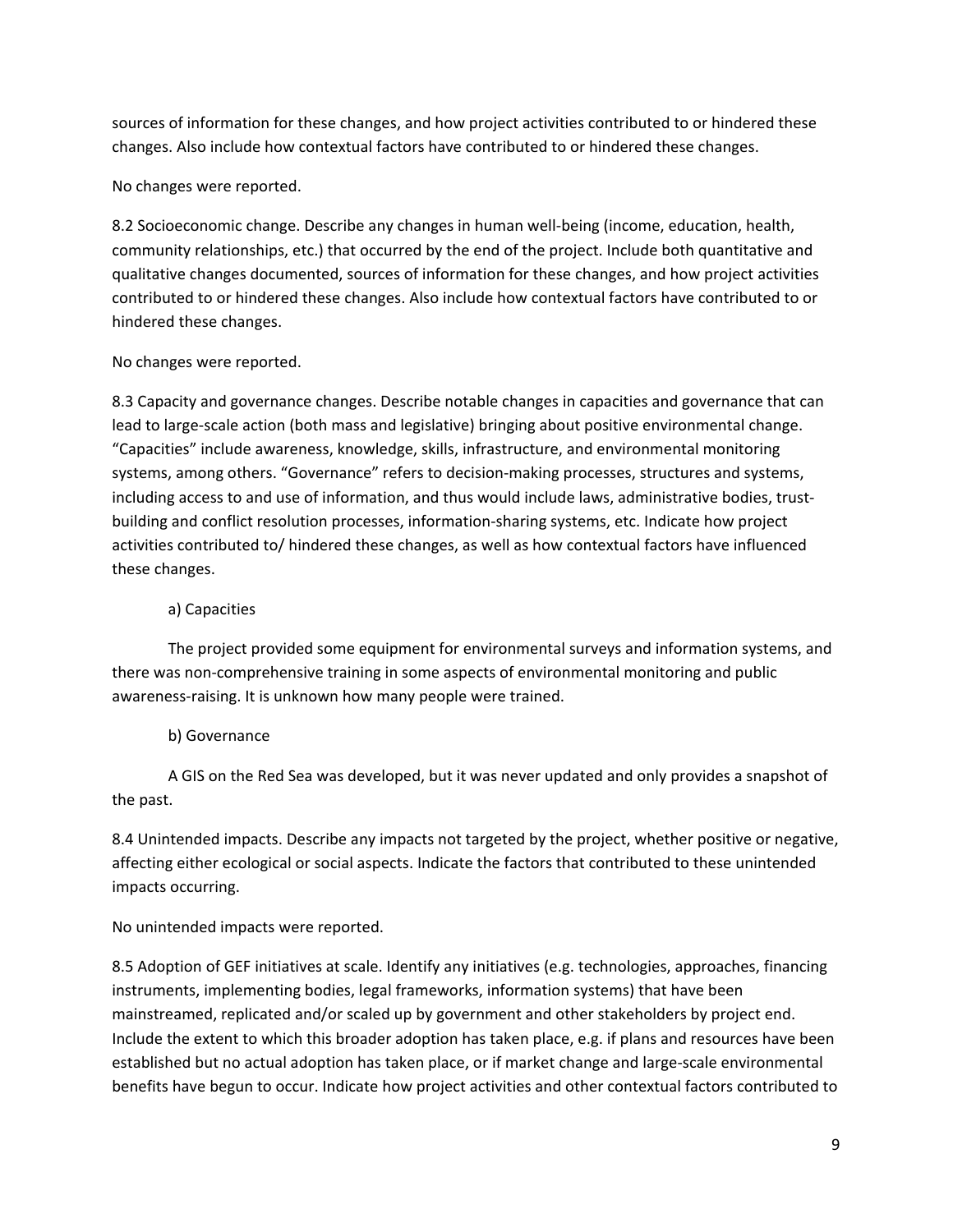sources of information for these changes, and how project activities contributed to or hindered these changes. Also include how contextual factors have contributed to or hindered these changes.

No changes were reported.

8.2 Socioeconomic change. Describe any changes in human well-being (income, education, health, community relationships, etc.) that occurred by the end of the project. Include both quantitative and qualitative changes documented, sources of information for these changes, and how project activities contributed to or hindered these changes. Also include how contextual factors have contributed to or hindered these changes.

No changes were reported.

8.3 Capacity and governance changes. Describe notable changes in capacities and governance that can lead to large-scale action (both mass and legislative) bringing about positive environmental change. "Capacities" include awareness, knowledge, skills, infrastructure, and environmental monitoring systems, among others. "Governance" refers to decision-making processes, structures and systems, including access to and use of information, and thus would include laws, administrative bodies, trust-building and conflict resolution processes, information-sharing systems, etc. Indicate how project activities contributed to/ hindered these changes, as well as how contextual factors have influenced these changes.

a) Capacities

The project provided some equipment for environmental surveys and information systems, and there was non-comprehensive training in some aspects of environmental monitoring and public awareness-raising. It is unknown how many people were trained.

b) Governance

A GIS on the Red Sea was developed, but it was never updated and only provides a snapshot of the past.

8.4 Unintended impacts. Describe any impacts not targeted by the project, whether positive or negative, affecting either ecological or social aspects. Indicate the factors that contributed to these unintended impacts occurring.

No unintended impacts were reported.

8.5 Adoption of GEF initiatives at scale. Identify any initiatives (e.g. technologies, approaches, financing instruments, implementing bodies, legal frameworks, information systems) that have been mainstreamed, replicated and/or scaled up by government and other stakeholders by project end. Include the extent to which this broader adoption has taken place, e.g. if plans and resources have been established but no actual adoption has taken place, or if market change and large-scale environmental benefits have begun to occur. Indicate how project activities and other contextual factors contributed to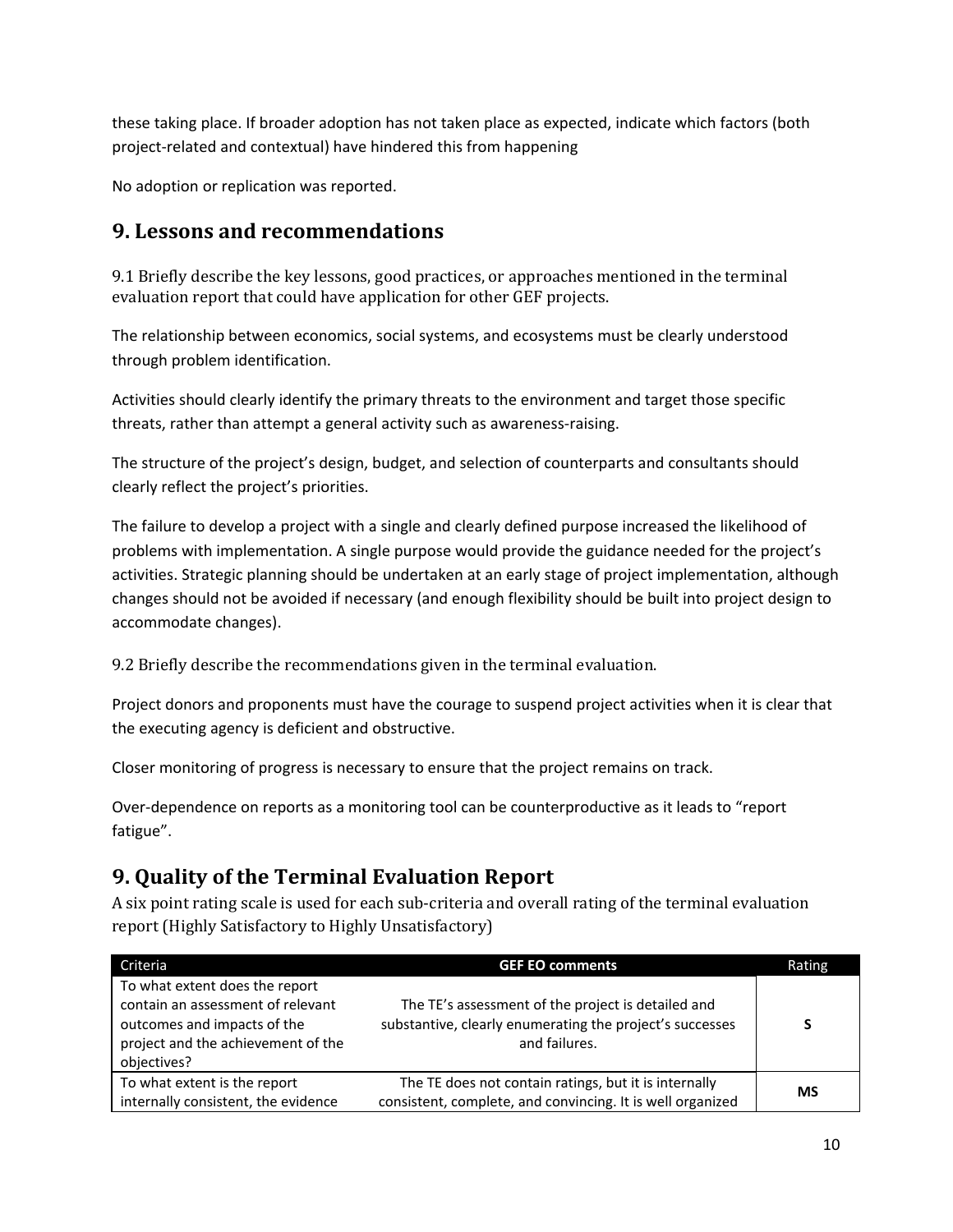these taking place. If broader adoption has not taken place as expected, indicate which factors (both project-related and contextual) have hindered this from happening

No adoption or replication was reported.

## 9. Lessons and recommendations

9.1 Briefly describe the key lessons, good practices, or approaches mentioned in the terminal evaluation report that could have application for other GEF projects.

The relationship between economics, social systems, and ecosystems must be clearly understood through problem identification.

Activities should clearly identify the primary threats to the environment and target those specific threats, rather than attempt a general activity such as awareness-raising.

The structure of the project's design, budget, and selection of counterparts and consultants should clearly reflect the project's priorities.

The failure to develop a project with a single and clearly defined purpose increased the likelihood of problems with implementation. A single purpose would provide the guidance needed for the project's activities. Strategic planning should be undertaken at an early stage of project implementation, although changes should not be avoided if necessary (and enough flexibility should be built into project design to accommodate changes).

9.2 Briefly describe the recommendations given in the terminal evaluation.

Project donors and proponents must have the courage to suspend project activities when it is clear that the executing agency is deficient and obstructive.

Closer monitoring of progress is necessary to ensure that the project remains on track.

Over-dependence on reports as a monitoring tool can be counterproductive as it leads to "report fatigue".

## 9. Quality of the Terminal Evaluation Report

A six point rating scale is used for each sub-criteria and overall rating of the terminal evaluation report (Highly Satisfactory to Highly Unsatisfactory)

| Criteria | GEF EO comments | Rating |
|---|---|---|
| To what extent does the report contain an assessment of relevant outcomes and impacts of the project and the achievement of the objectives? | The TE's assessment of the project is detailed and substantive, clearly enumerating the project's successes and failures. | **S** |
| To what extent is the report internally consistent, the evidence | The TE does not contain ratings, but it is internally consistent, complete, and convincing. It is well organized | **MS** |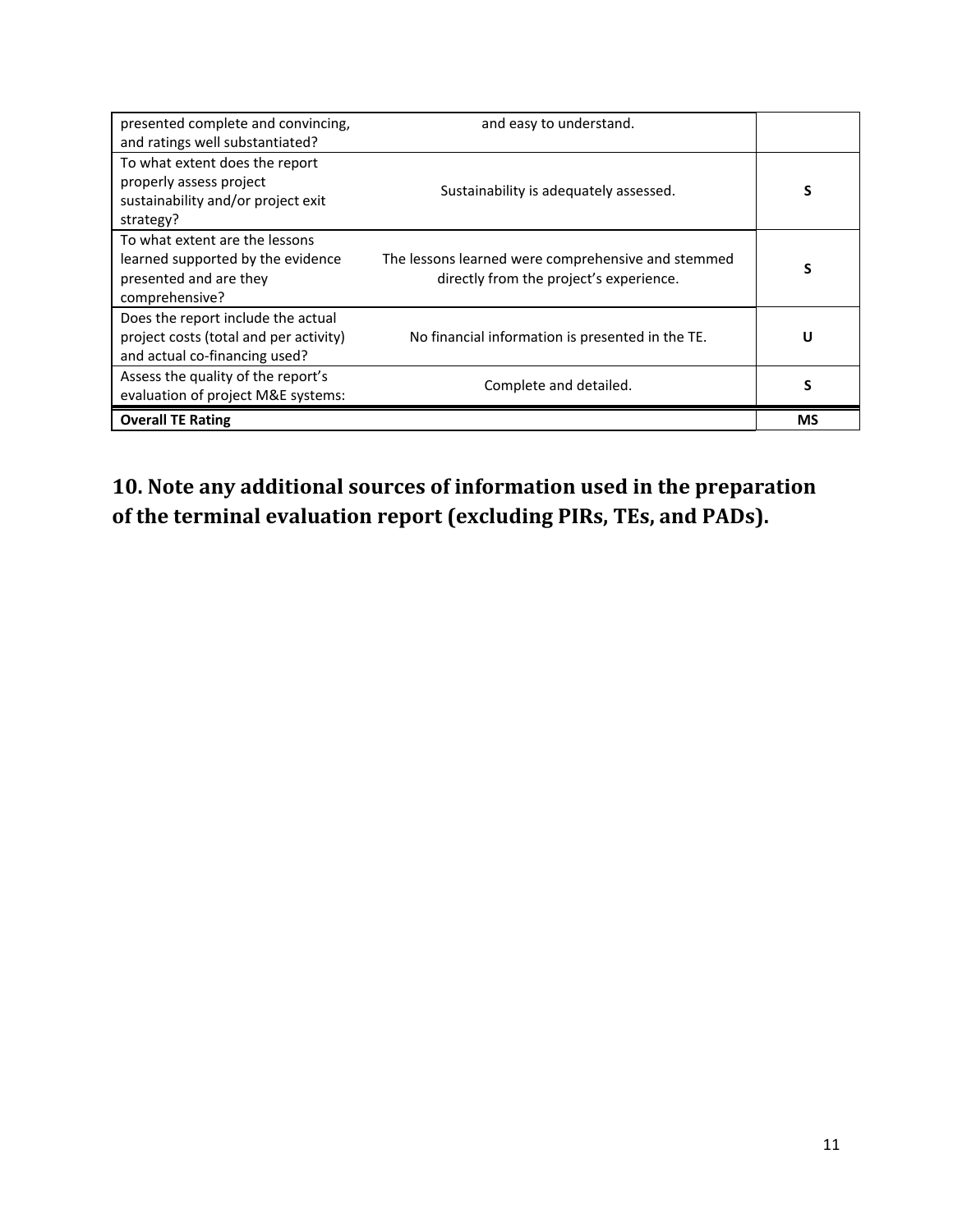| | | |
|---|---|---|
| presented complete and convincing, and ratings well substantiated? | and easy to understand. | |
| To what extent does the report properly assess project sustainability and/or project exit strategy? | Sustainability is adequately assessed. | **S** |
| To what extent are the lessons learned supported by the evidence presented and are they comprehensive? | The lessons learned were comprehensive and stemmed directly from the project's experience. | **S** |
| Does the report include the actual project costs (total and per activity) and actual co-financing used? | No financial information is presented in the TE. | **U** |
| Assess the quality of the report's evaluation of project M&E systems: | Complete and detailed. | **S** |
| **Overall TE Rating** | | **MS** |

## 10. Note any additional sources of information used in the preparation of the terminal evaluation report (excluding PIRs, TEs, and PADs).